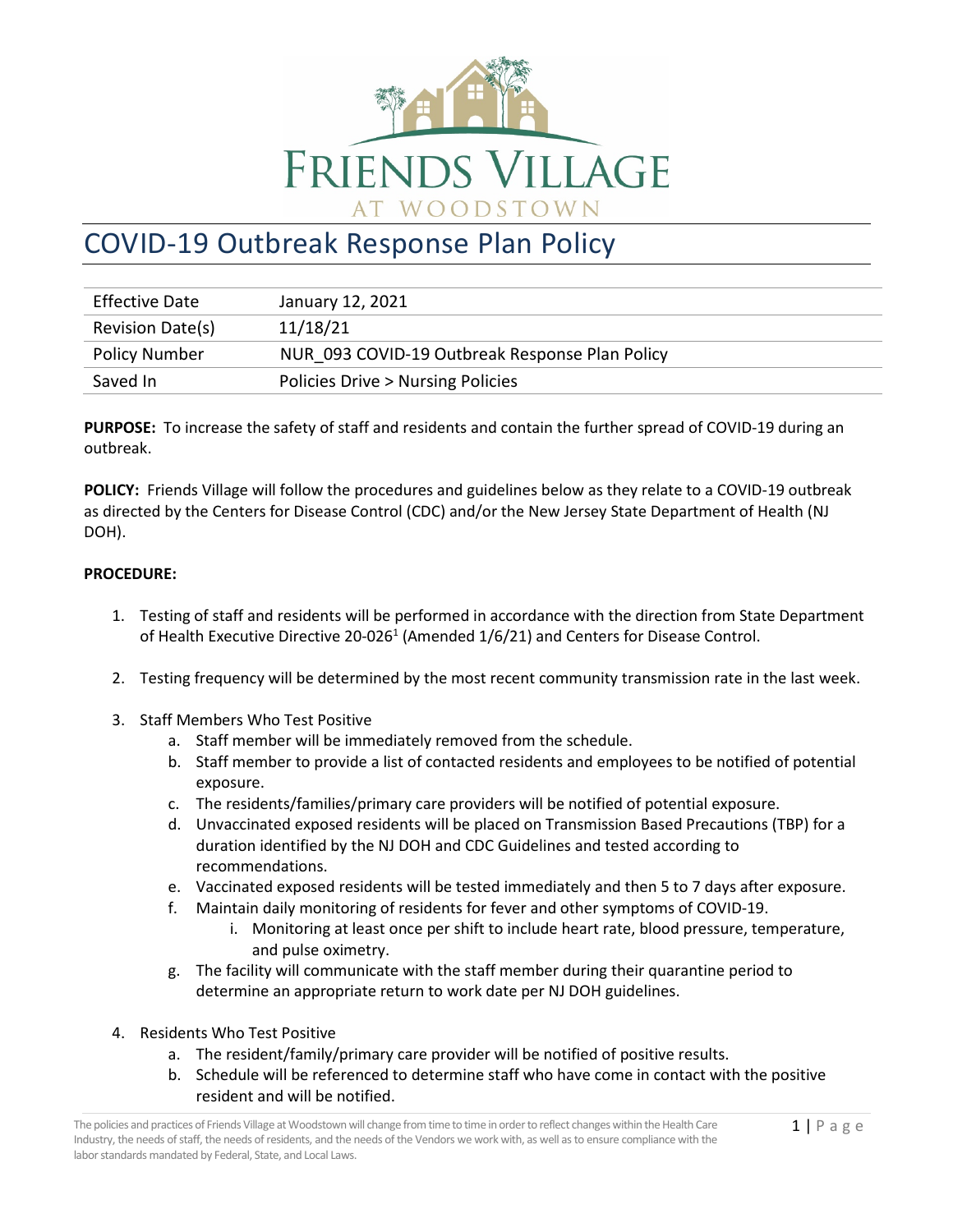# COVID-19 Outbreak Response Plan Policy

| Effective Date | January 12, 2021 |
| --- | --- |
| Revision Date(s) | 11/18/21 |
| Policy Number | NUR_093 COVID-19 Outbreak Response Plan Policy |
| Saved In | Policies Drive > Nursing Policies |

**PURPOSE:** To increase the safety of staff and residents and contain the further spread of COVID-19 during an outbreak.

**POLICY:** Friends Village will follow the procedures and guidelines below as they relate to a COVID-19 outbreak as directed by the Centers for Disease Control (CDC) and/or the New Jersey State Department of Health (NJ DOH).

**PROCEDURE:**

1. Testing of staff and residents will be performed in accordance with the direction from State Department of Health Executive Directive 20-026[1] (Amended 1/6/21) and Centers for Disease Control.
2. Testing frequency will be determined by the most recent community transmission rate in the last week.
3. Staff Members Who Test Positive
   a. Staff member will be immediately removed from the schedule.
   b. Staff member to provide a list of contacted residents and employees to be notified of potential exposure.
   c. The residents/families/primary care providers will be notified of potential exposure.
   d. Unvaccinated exposed residents will be placed on Transmission Based Precautions (TBP) for a duration identified by the NJ DOH and CDC Guidelines and tested according to recommendations.
   e. Vaccinated exposed residents will be tested immediately and then 5 to 7 days after exposure.
   f. Maintain daily monitoring of residents for fever and other symptoms of COVID-19.
      i. Monitoring at least once per shift to include heart rate, blood pressure, temperature, and pulse oximetry.
   g. The facility will communicate with the staff member during their quarantine period to determine an appropriate return to work date per NJ DOH guidelines.
4. Residents Who Test Positive
   a. The resident/family/primary care provider will be notified of positive results.
   b. Schedule will be referenced to determine staff who have come in contact with the positive resident and will be notified.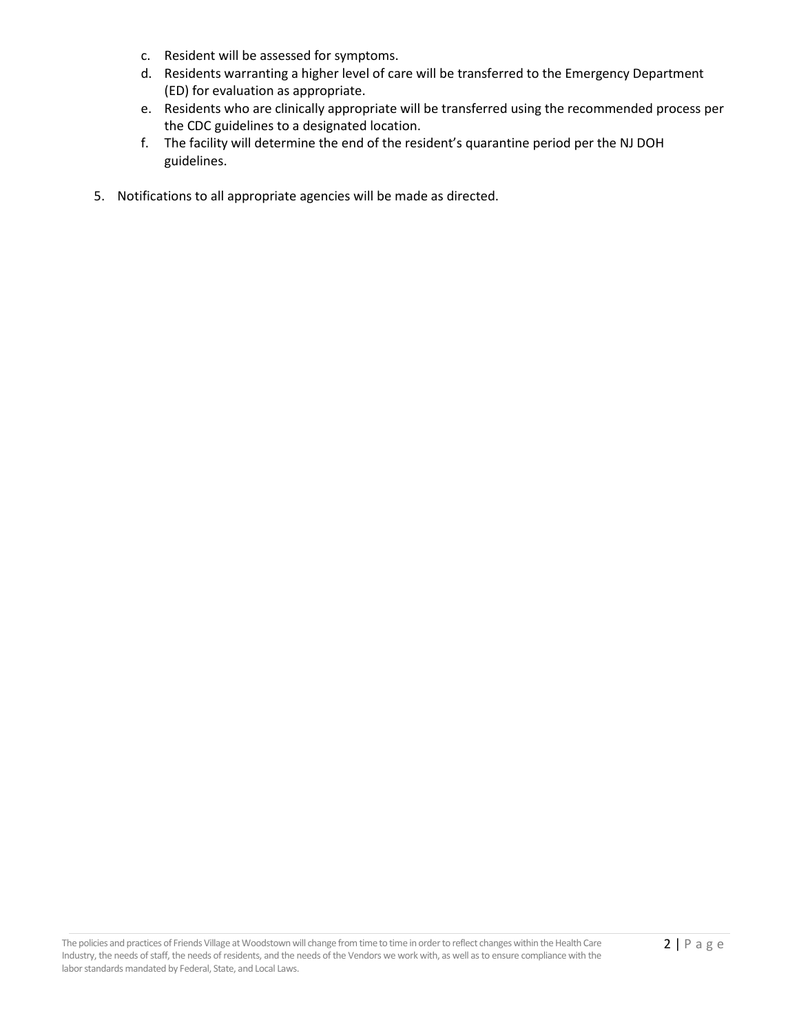c. Resident will be assessed for symptoms.
d. Residents warranting a higher level of care will be transferred to the Emergency Department (ED) for evaluation as appropriate.
e. Residents who are clinically appropriate will be transferred using the recommended process per the CDC guidelines to a designated location.
f. The facility will determine the end of the resident's quarantine period per the NJ DOH guidelines.

5. Notifications to all appropriate agencies will be made as directed.